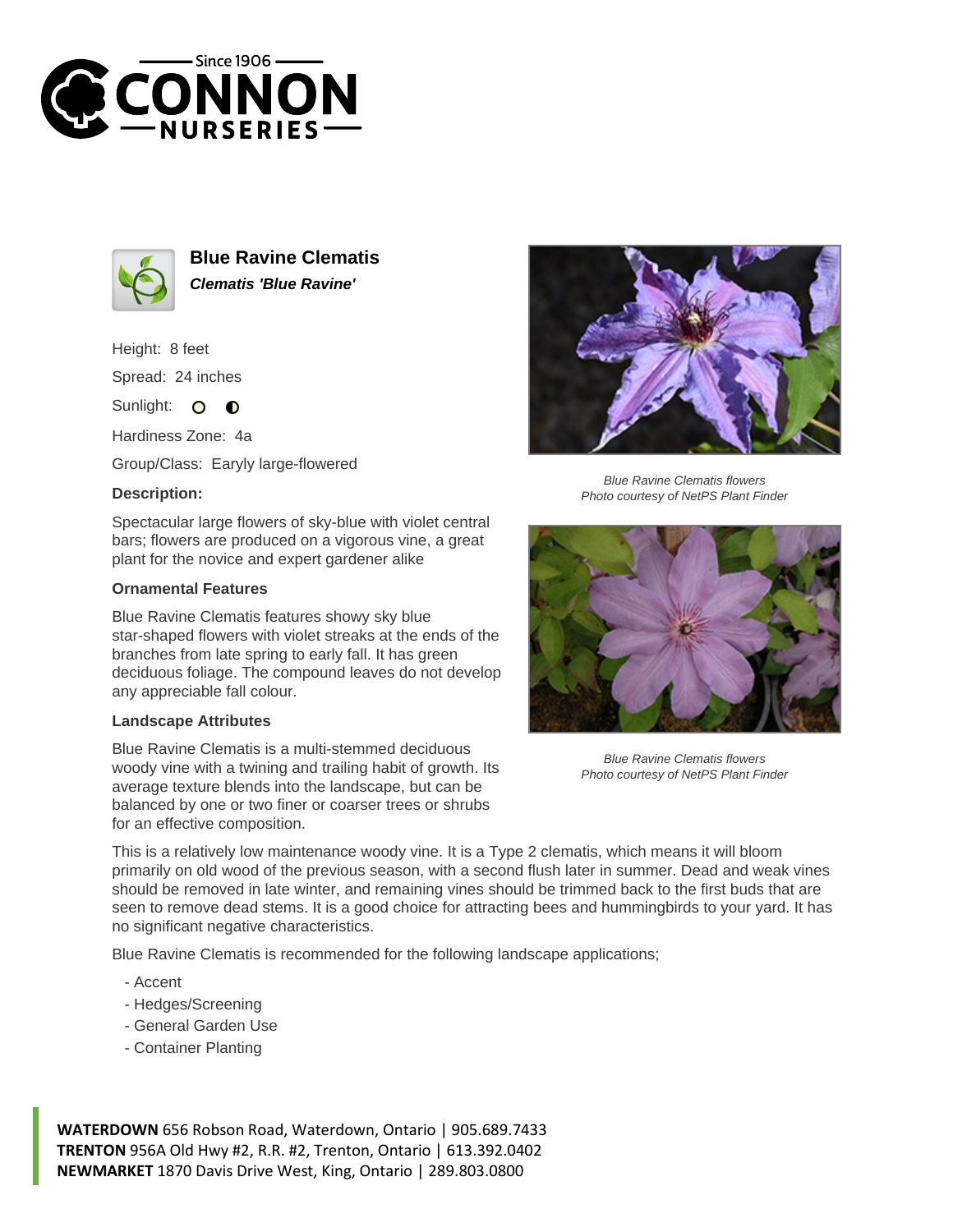# Blue Ravine Clematis

***Clematis 'Blue Ravine'***

Height: 8 feet

Spread: 24 inches

Sunlight: ○ ◐

Hardiness Zone: 4a

Group/Class: Earyly large-flowered

### Description:

Spectacular large flowers of sky-blue with violet central bars; flowers are produced on a vigorous vine, a great plant for the novice and expert gardener alike

### Ornamental Features

Blue Ravine Clematis features showy sky blue star-shaped flowers with violet streaks at the ends of the branches from late spring to early fall. It has green deciduous foliage. The compound leaves do not develop any appreciable fall colour.

### Landscape Attributes

Blue Ravine Clematis is a multi-stemmed deciduous woody vine with a twining and trailing habit of growth. Its average texture blends into the landscape, but can be balanced by one or two finer or coarser trees or shrubs for an effective composition.

This is a relatively low maintenance woody vine. It is a Type 2 clematis, which means it will bloom primarily on old wood of the previous season, with a second flush later in summer. Dead and weak vines should be removed in late winter, and remaining vines should be trimmed back to the first buds that are seen to remove dead stems. It is a good choice for attracting bees and hummingbirds to your yard. It has no significant negative characteristics.

Blue Ravine Clematis is recommended for the following landscape applications;

- Accent
- Hedges/Screening
- General Garden Use
- Container Planting

*Blue Ravine Clematis flowers*
*Photo courtesy of NetPS Plant Finder*

*Blue Ravine Clematis flowers*
*Photo courtesy of NetPS Plant Finder*

**WATERDOWN** 656 Robson Road, Waterdown, Ontario | 905.689.7433
**TRENTON** 956A Old Hwy #2, R.R. #2, Trenton, Ontario | 613.392.0402
**NEWMARKET** 1870 Davis Drive West, King, Ontario | 289.803.0800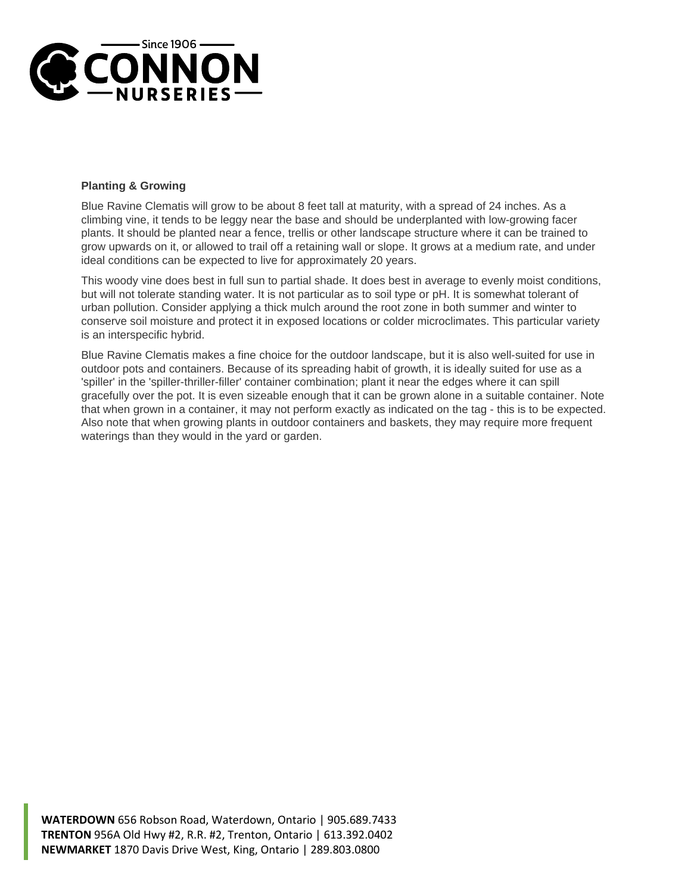### Planting & Growing

Blue Ravine Clematis will grow to be about 8 feet tall at maturity, with a spread of 24 inches. As a climbing vine, it tends to be leggy near the base and should be underplanted with low-growing facer plants. It should be planted near a fence, trellis or other landscape structure where it can be trained to grow upwards on it, or allowed to trail off a retaining wall or slope. It grows at a medium rate, and under ideal conditions can be expected to live for approximately 20 years.

This woody vine does best in full sun to partial shade. It does best in average to evenly moist conditions, but will not tolerate standing water. It is not particular as to soil type or pH. It is somewhat tolerant of urban pollution. Consider applying a thick mulch around the root zone in both summer and winter to conserve soil moisture and protect it in exposed locations or colder microclimates. This particular variety is an interspecific hybrid.

Blue Ravine Clematis makes a fine choice for the outdoor landscape, but it is also well-suited for use in outdoor pots and containers. Because of its spreading habit of growth, it is ideally suited for use as a 'spiller' in the 'spiller-thriller-filler' container combination; plant it near the edges where it can spill gracefully over the pot. It is even sizeable enough that it can be grown alone in a suitable container. Note that when grown in a container, it may not perform exactly as indicated on the tag - this is to be expected. Also note that when growing plants in outdoor containers and baskets, they may require more frequent waterings than they would in the yard or garden.